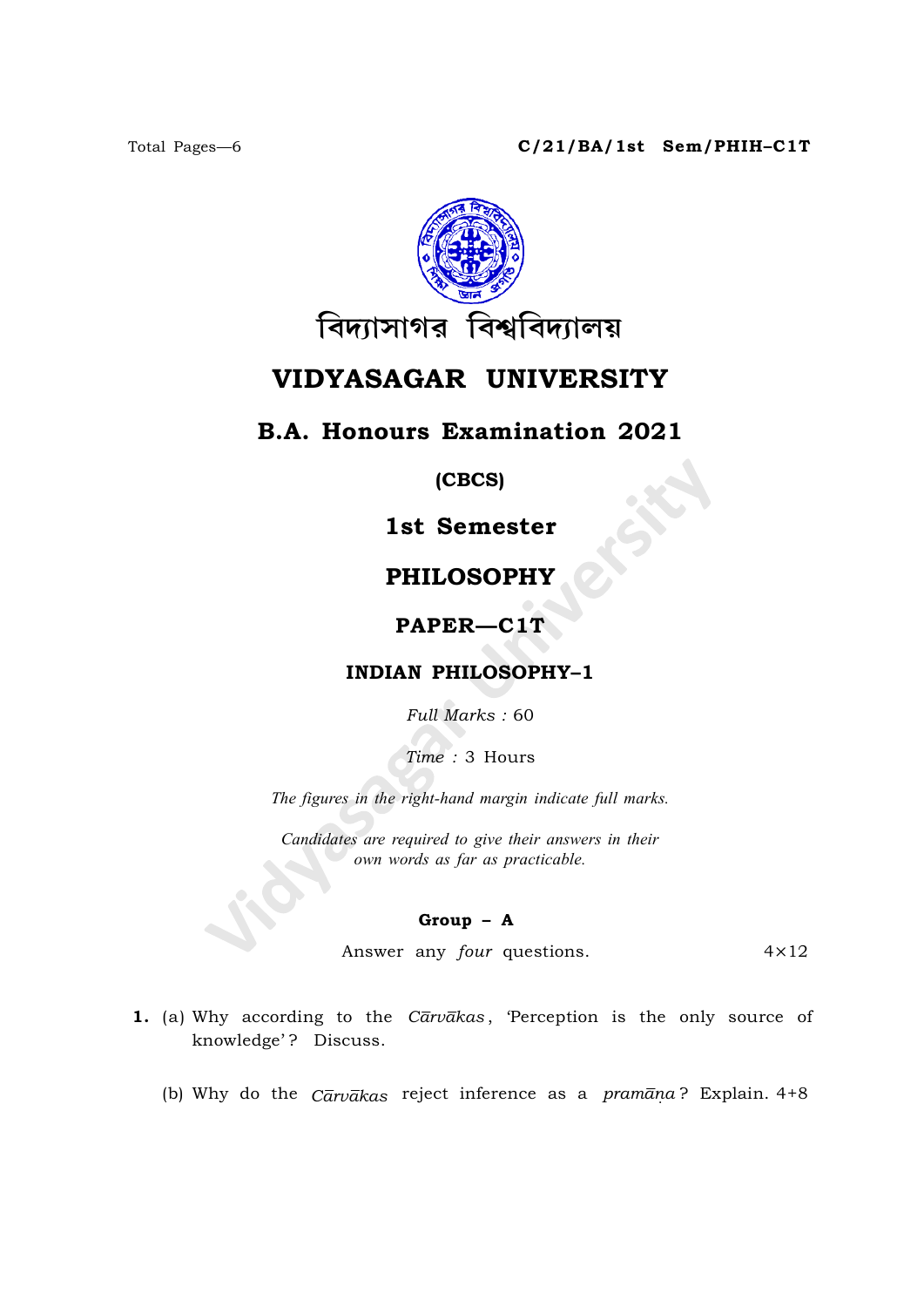Total Pages—6

**C/21/BA/1st Sem/PHIH–C1T**

বিদ্যাসাগর বিশ্ববিদ্যালয়

# VIDYASAGAR UNIVERSITY

## B.A. Honours Examination 2021

**(CBCS)**

**1st Semester**

## PHILOSOPHY

**PAPER—C1T**

**INDIAN PHILOSOPHY–1**

*Full Marks :* 60

*Time :* 3 Hours

*The figures in the right-hand margin indicate full marks.*

*Candidates are required to give their answers in their own words as far as practicable.*

### Group – A

Answer any *four* questions. 4×12

**1.** (a) Why according to the *Cārvākas*, 'Perception is the only source of knowledge'? Discuss.

(b) Why do the *Cārvākas* reject inference as a *pramāṇa*? Explain. 4+8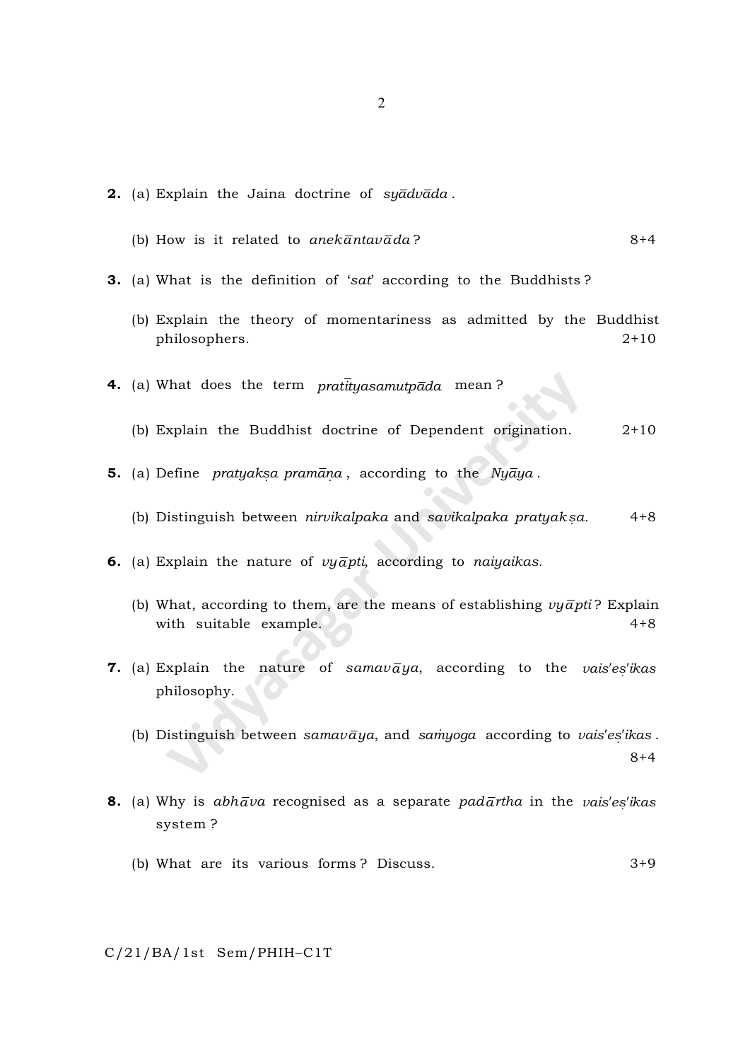**2.** (a) Explain the Jaina doctrine of *syādvāda*.

(b) How is it related to *anekāntavāda*? 8+4

**3.** (a) What is the definition of '*sat*' according to the Buddhists?

(b) Explain the theory of momentariness as admitted by the Buddhist philosophers. 2+10

**4.** (a) What does the term *pratītyasamutpāda* mean?

(b) Explain the Buddhist doctrine of Dependent origination. 2+10

**5.** (a) Define *pratyakṣa pramāṇa*, according to the *Nyāya*.

(b) Distinguish between *nirvikalpaka* and *savikalpaka pratyakṣa.* 4+8

**6.** (a) Explain the nature of *vyāpti*, according to *naiyaikas.*

(b) What, according to them, are the means of establishing *vyāpti*? Explain with suitable example. 4+8

**7.** (a) Explain the nature of *samavāya*, according to the *vais'eṣ'ikas* philosophy.

(b) Distinguish between *samavāya,* and *saṁyoga* according to *vais'eṣ'ikas*. 8+4

**8.** (a) Why is *abhāva* recognised as a separate *padārtha* in the *vais'eṣ'ikas* system?

(b) What are its various forms? Discuss. 3+9

C/21/BA/1st Sem/PHIH–C1T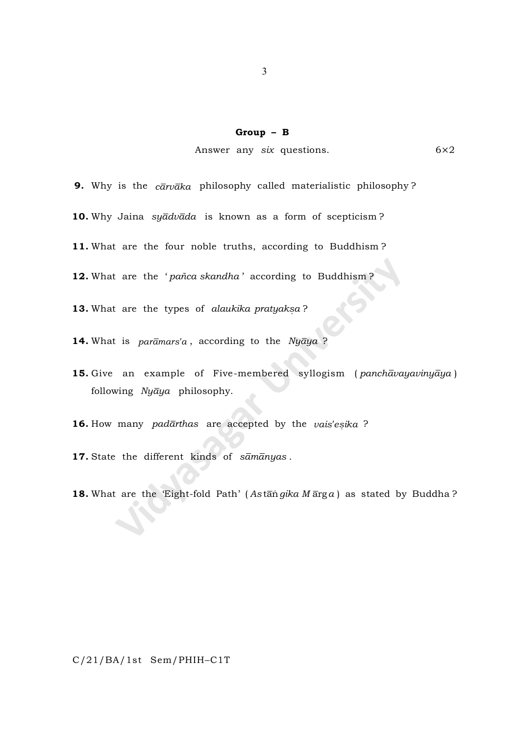## Group – B

Answer any *six* questions. 6×2

**9.** Why is the *cārvāka* philosophy called materialistic philosophy ?

**10.** Why Jaina *syādvāda* is known as a form of scepticism ?

**11.** What are the four noble truths, according to Buddhism ?

**12.** What are the '*pañca skandha*' according to Buddhism ?

**13.** What are the types of *alaukika pratyakṣa* ?

**14.** What is *parāmars'a*, according to the *Nyāya* ?

**15.** Give an example of Five-membered syllogism (*panchāvayavinyāya*) following *Nyāya* philosophy.

**16.** How many *padārthas* are accepted by the *vais'eṣika* ?

**17.** State the different kinds of *sāmānyas*.

**18.** What are the 'Eight-fold Path' (*Astāṅgika Mārga*) as stated by Buddha ?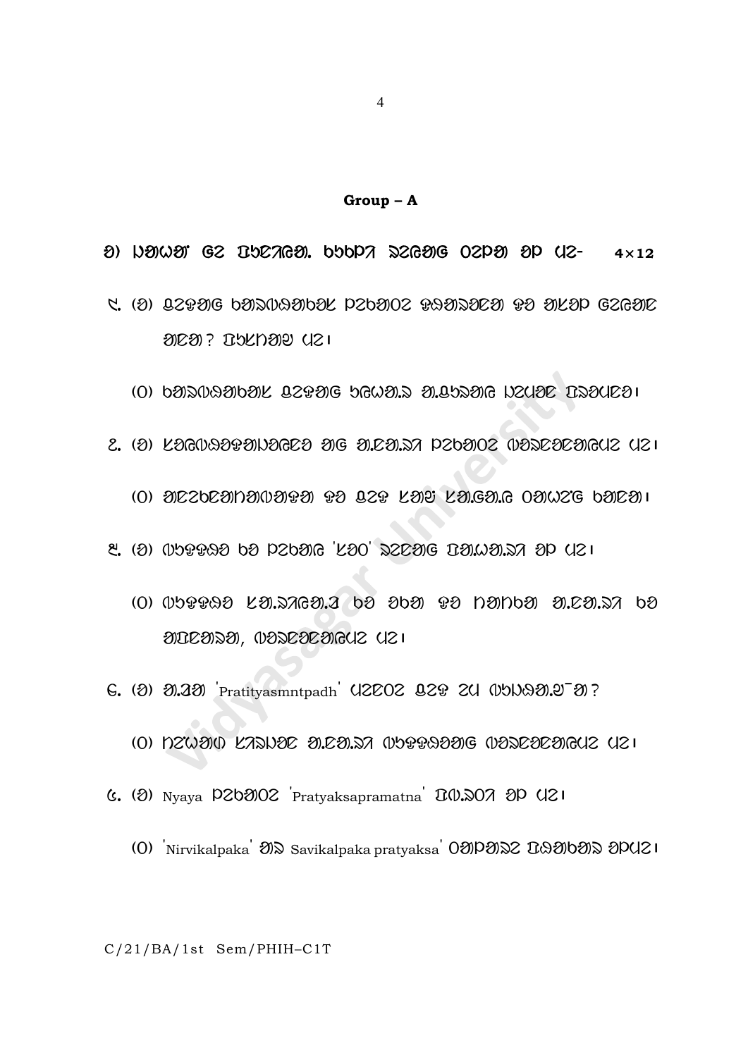## Group – A

ᱚ) ᱡᱚᱦᱚᱱ ᱜᱮ ᱯᱩᱱᱤᱭᱟᱹ ᱠᱩᱠᱞᱤ ᱨᱮᱭᱟᱜ ᱛᱮᱞᱟ ᱚᱞ ᱢᱮ- 4×12

᱒. (ᱚ) ᱪᱮᱛᱮᱭᱟᱜ ᱠᱚᱨᱢᱚᱠᱚᱜ ᱫᱚᱨᱥᱚᱱ ᱛᱮᱭᱟᱜ ᱛᱮ ᱚᱠᱟᱞ ᱜᱮᱭᱟᱜ ᱢᱮᱱᱟ? ᱯᱩᱨᱟᱹᱣ ᱢᱮ।

(ᱛ) ᱠᱚᱨᱢᱚᱠᱚᱜ ᱪᱮᱛᱮᱭᱟᱜ ᱥᱟᱦᱟᱹᱭ ᱟᱹᱪᱩᱨᱟᱜ ᱡᱮᱢᱚᱱ ᱯᱟᱹᱨᱢᱮᱫ।

᱓. (ᱚ) ᱞᱟᱜᱟᱣᱟᱫᱚᱛᱟᱹᱡᱟᱜᱮᱫ ᱟᱜ ᱟᱹᱨᱟᱹᱞ ᱫᱚᱨᱥᱚᱱ ᱢᱮᱱᱮᱫᱮᱫᱟᱜᱢᱮ ᱢᱮ।

(ᱛ) ᱟᱢᱮᱫᱮᱫᱟᱱᱟᱢᱟᱛᱟ ᱛᱮ ᱪᱮᱛ ᱞᱟᱹᱭ ᱞᱟᱹᱜᱟᱹᱜ ᱛᱟᱦᱮᱸᱜ ᱠᱟᱱᱟ।

᱔. (ᱚ) ᱢᱩᱛᱛᱮᱫ ᱠᱮ ᱫᱚᱨᱥᱚᱱ 'ᱞᱮᱛ' ᱨᱮᱭᱟᱜ ᱯᱟᱹᱦᱟᱹᱨᱟᱹ ᱚᱞ ᱢᱮ।

(ᱛ) ᱢᱩᱛᱛᱮᱫ ᱞᱟᱹᱨᱟᱹᱜᱟᱹᱡ ᱠᱮ ᱥᱠᱟ ᱛᱮ ᱱᱟᱢᱱᱠᱟ ᱟᱹᱨᱟᱹᱞ ᱠᱮ ᱟᱹᱯᱩᱨᱟᱹᱨ, ᱢᱮᱫᱮᱫᱟᱜᱢᱮ ᱢᱮ।

᱕. (ᱚ) ᱟᱹᱫᱟ 'Pratityasmntpadh' ᱢᱮᱫᱮᱛ ᱪᱮᱛ ᱮᱢ ᱢᱩᱱᱡᱟᱹᱜ ᱟ?

(ᱛ) ᱱᱮᱦᱟᱢ ᱞᱟᱡᱟᱡᱮ ᱟᱹᱨᱟᱹᱞ ᱢᱩᱛᱛᱮᱫᱟᱜ ᱢᱮᱫᱮᱫᱟᱜᱢᱮ ᱢᱮ।

᱖. (ᱚ) Nyaya ᱫᱚᱨᱥᱚᱱ 'Pratyaksapramatna' ᱯᱟᱹᱦᱟᱹᱨ ᱚᱞ ᱢᱮ।

(ᱛ) 'Nirvikalpaka' ᱟᱨ Savikalpaka pratyaksa' ᱛᱟᱞᱟᱢᱮ ᱯᱟᱹᱨᱟᱠᱟᱨ ᱚᱞᱢᱮ।

C/21/BA/1st Sem/PHIH–C1T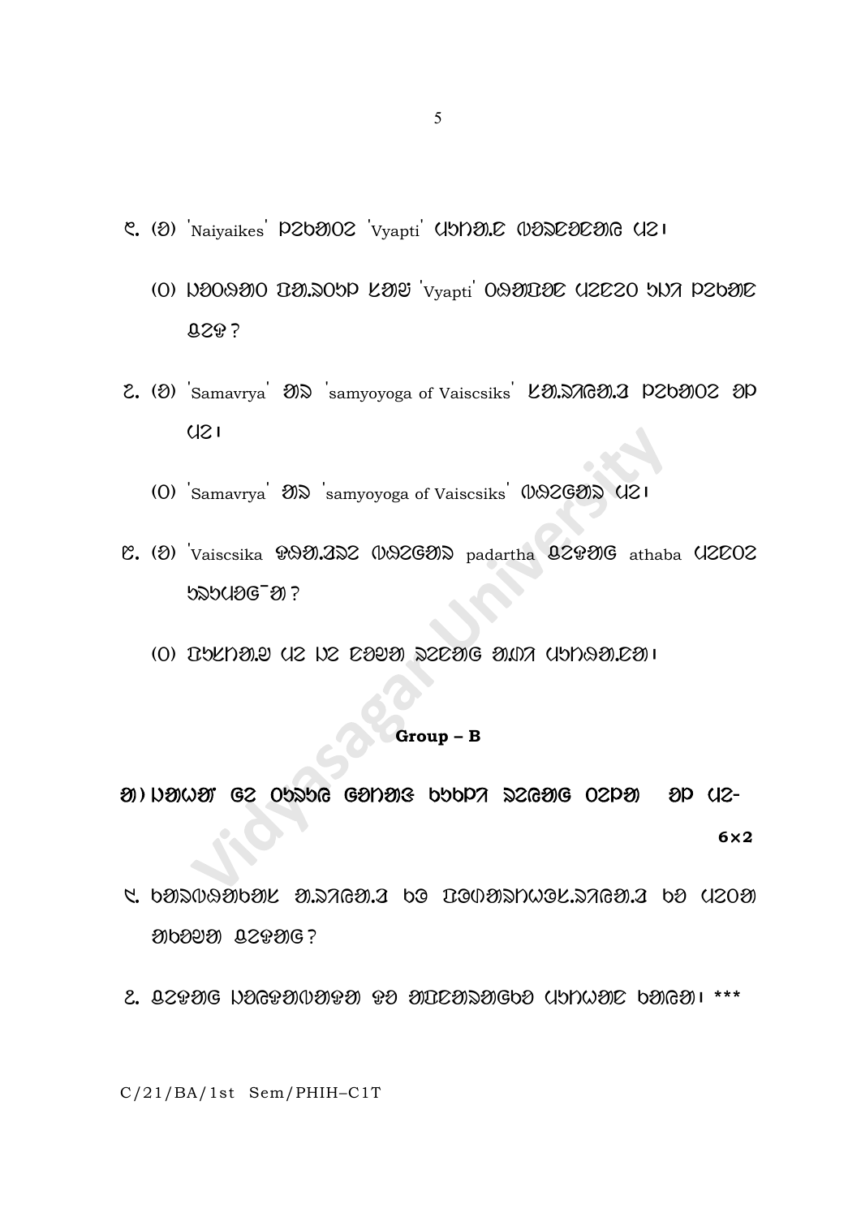ᱹ. (ᱟ) 'Naiyaikes' ᱯᱨᱵᱚᱱᱨ 'Vyapti' ᱩᱵᱷᱚᱹᱮ ᱢᱚᱥᱮᱚᱮᱚᱜ ᱩᱨ।

(ᱚ) ᱞᱚᱱᱥᱚᱱ ᱛᱚᱹᱥᱱᱵᱯ ᱠᱚᱡ 'Vyapti' ᱱᱥᱚᱛᱚᱮ ᱩᱨᱮᱨᱱ ᱵᱞᱨ ᱯᱨᱵᱚᱮ ᱨᱥᱯ?

ᱹ. (ᱟ) 'Samavrya' ᱚᱥ 'samyoyoga of Vaiscsiks' ᱠᱚᱹᱥᱨᱜᱚᱹᱨ ᱯᱨᱵᱚᱱᱨ ᱚᱯ ᱩᱨ।

(ᱚ) 'Samavrya' ᱚᱥ 'samyoyoga of Vaiscsiks' ᱢᱥᱨᱜᱚᱥ ᱩᱨ।

ᱹ. (ᱟ) 'Vaiscsika ᱯᱥᱚᱹᱨᱥᱨ ᱢᱥᱨᱜᱚᱥ padartha ᱨᱨᱯᱚᱜ athaba ᱩᱨᱮᱱᱨ ᱵᱥᱵᱩᱨᱜ¯ᱚ?

(ᱚ) ᱛᱵᱠᱱᱚᱹᱨ ᱩᱨ ᱞᱨ ᱮᱚᱨᱚ ᱥᱨᱮᱚᱜ ᱚᱢᱨ ᱩᱵᱱᱥᱚᱹᱮᱚ।

**Group – B**

ᱚ) ᱞᱚᱣᱚ ᱜᱨ ᱱᱵᱥᱵᱜ ᱜᱚᱱᱚᱜ ᱵᱵᱵᱯᱨ ᱥᱨᱜᱚᱜ ᱱᱨᱯᱚ ᱚᱯ ᱩᱨ- **6×2**

᱑. ᱵᱚᱥᱢᱥᱚᱵᱚᱠ ᱚᱹᱥᱨᱜᱚᱹᱨ ᱵᱜ ᱛᱜᱢᱚᱥᱱᱣᱜᱠᱹᱥᱨᱜᱚᱹᱨ ᱵᱚ ᱩᱨᱱᱚ ᱚᱵᱚᱨᱚ ᱨᱨᱯᱚᱜ?

᱒. ᱨᱨᱯᱚᱜ ᱞᱚᱜᱯᱚᱢᱚᱯᱚ ᱯᱚ ᱚᱛᱮᱚᱥᱚᱜᱵᱚ ᱩᱵᱱᱣᱚᱮ ᱵᱚᱜᱚ। ***

C/21/BA/1st Sem/PHIH–C1T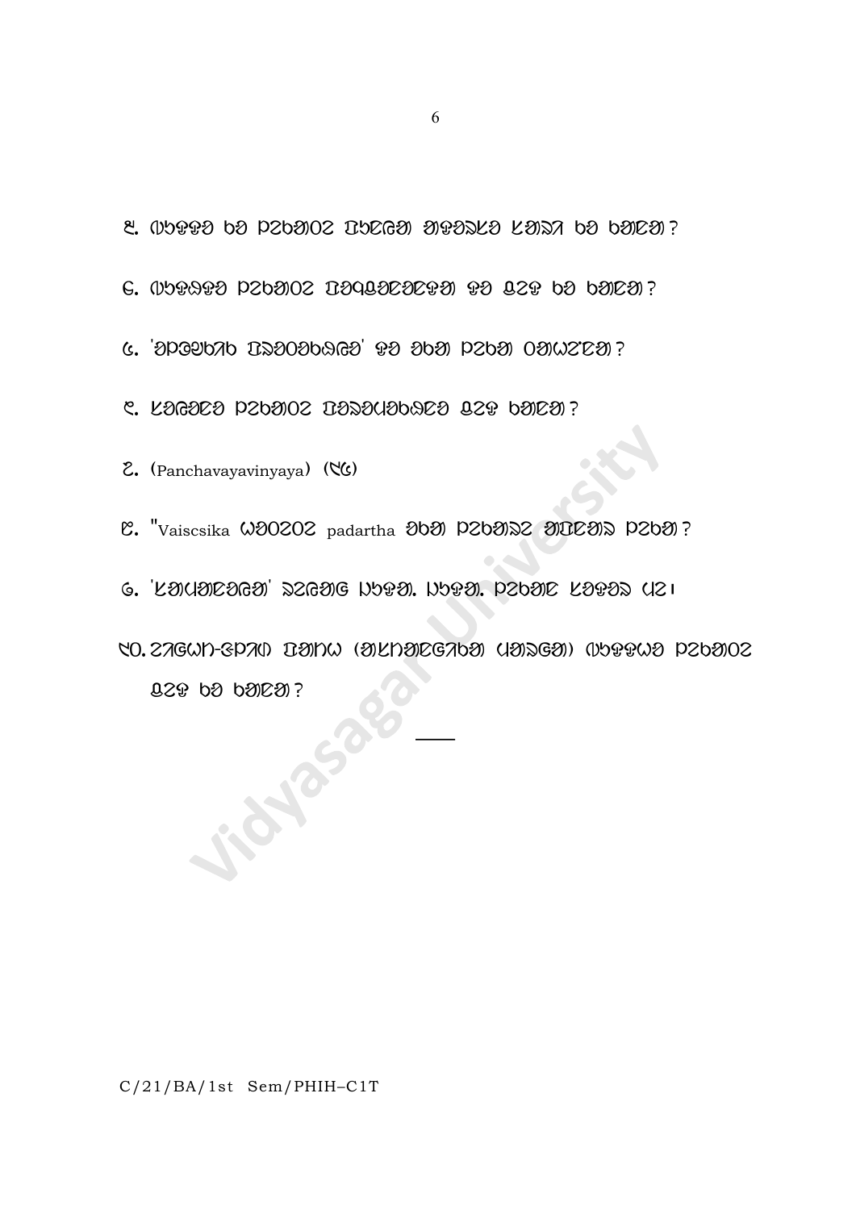᱓. ᱱᱭᱟᱭ ᱢᱚ ᱯᱨᱢᱟᱬᱨ ᱥᱭᱩᱫᱟ ᱟᱭᱚᱡᱠᱚ ᱠᱟᱢᱟ ᱢᱚ ᱢᱟᱱᱟ?

᱔. ᱱᱭᱟᱭᱟᱭ ᱯᱨᱢᱟᱬᱨ ᱥᱚᱜᱭᱚᱫᱟᱫᱭᱟ ᱭᱚ ᱵᱨᱭ ᱢᱚ ᱢᱟᱱᱟ?

᱕. 'ᱚᱯᱢᱩᱢᱟᱢ ᱥᱟᱱᱚᱢᱟᱢᱟᱜᱚ' ᱭᱚ ᱚᱢᱟ ᱯᱨᱢᱟ ᱱᱟᱣᱨᱫᱟ?

᱖. ᱠᱚᱜᱚᱫᱚ ᱯᱨᱢᱟᱬᱨ ᱥᱚᱱᱚᱩᱚᱢᱟᱫᱚ ᱵᱨᱭ ᱢᱟᱱᱟ?

᱗. (Panchavayavinyaya) (᱑᱔)

᱘. "Vaiscsika ᱣᱚᱱᱨᱱᱨ padartha ᱚᱢᱟ ᱯᱨᱢᱟᱱᱨ ᱟᱥᱫᱟᱱ ᱯᱨᱢᱟ?

᱙. 'ᱠᱟᱩᱟᱫᱚᱜᱟ' ᱱᱨᱜᱟᱜ ᱞᱭᱭᱟ. ᱞᱭᱭᱟ. ᱯᱨᱢᱟᱫ ᱠᱚᱭᱚᱱ ᱩᱨ।

᱑᱐. ᱨᱢᱜᱣᱞ-ᱜᱯᱢᱞ ᱥᱟᱞᱣ (ᱟᱠᱞᱟᱫᱜᱢᱢᱟ ᱩᱟᱱᱜᱟ) ᱱᱭᱭᱣᱚ ᱯᱨᱢᱟᱬᱨ ᱵᱨᱭ ᱢᱚ ᱢᱟᱱᱟ?